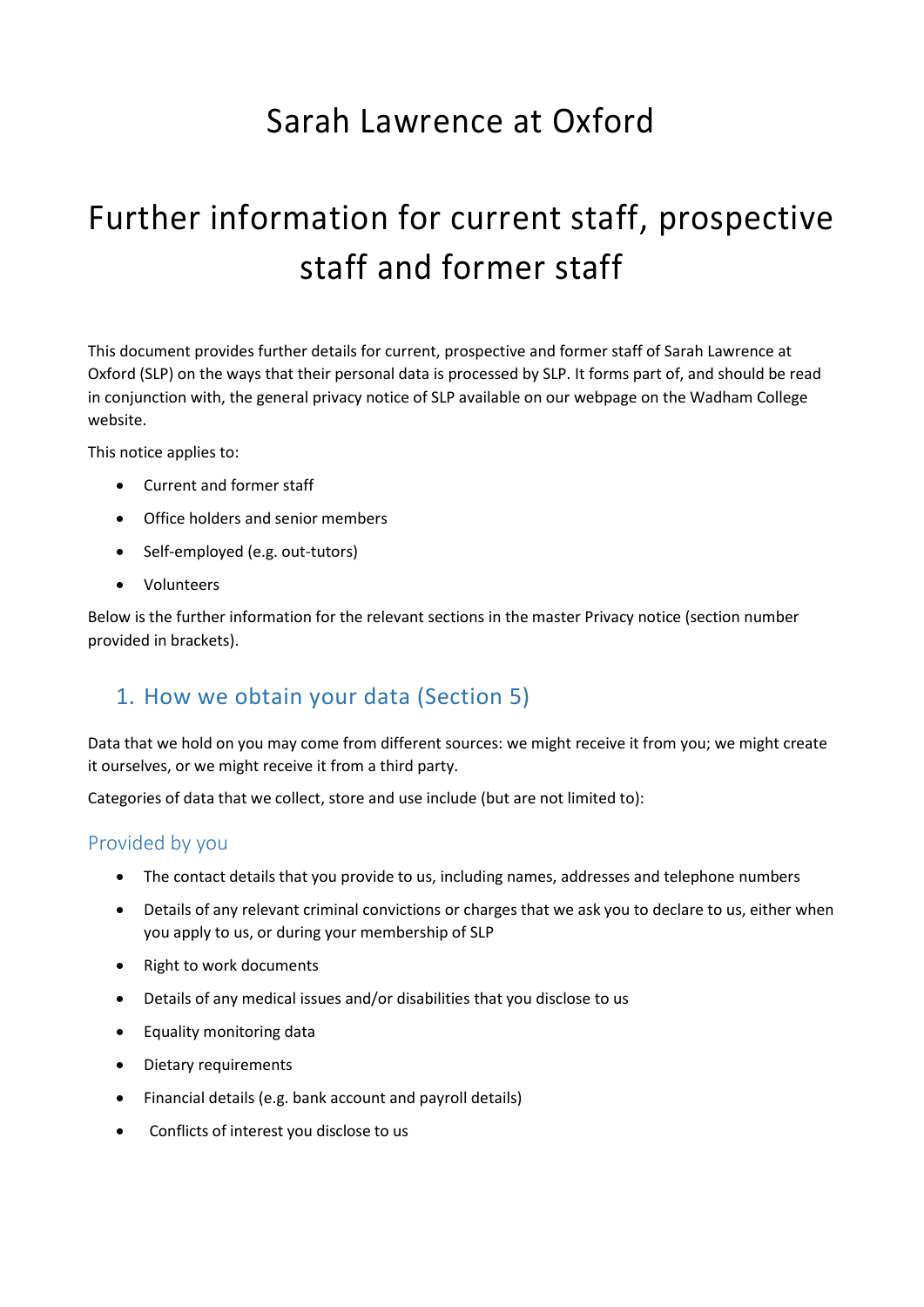# Sarah Lawrence at Oxford

# Further information for current staff, prospective staff and former staff

This document provides further details for current, prospective and former staff of Sarah Lawrence at Oxford (SLP) on the ways that their personal data is processed by SLP. It forms part of, and should be read in conjunction with, the general privacy notice of SLP available on our webpage on the Wadham College website.

This notice applies to:

- Current and former staff
- Office holders and senior members
- Self-employed (e.g. out-tutors)
- Volunteers

Below is the further information for the relevant sections in the master Privacy notice (section number provided in brackets).

## 1. How we obtain your data (Section 5)

Data that we hold on you may come from different sources: we might receive it from you; we might create it ourselves, or we might receive it from a third party.

Categories of data that we collect, store and use include (but are not limited to):

### Provided by you

- The contact details that you provide to us, including names, addresses and telephone numbers
- Details of any relevant criminal convictions or charges that we ask you to declare to us, either when you apply to us, or during your membership of SLP
- Right to work documents
- Details of any medical issues and/or disabilities that you disclose to us
- Equality monitoring data
- Dietary requirements
- Financial details (e.g. bank account and payroll details)
- Conflicts of interest you disclose to us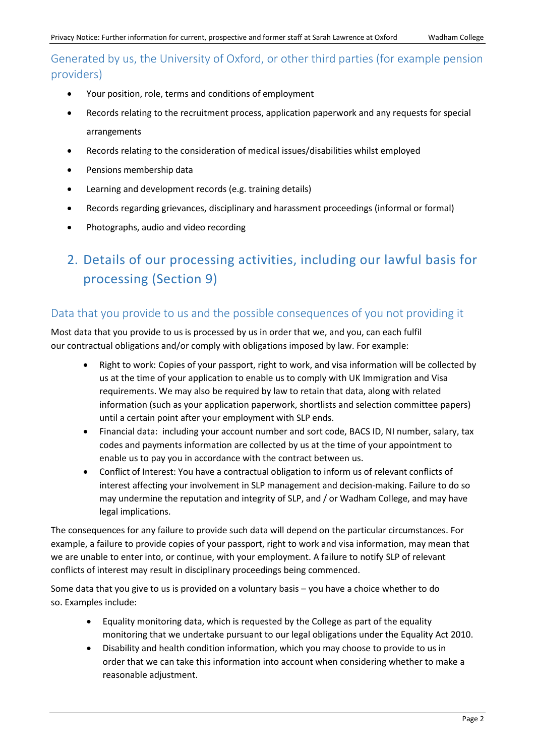### Generated by us, the University of Oxford, or other third parties (for example pension providers)

- Your position, role, terms and conditions of employment
- Records relating to the recruitment process, application paperwork and any requests for special arrangements
- Records relating to the consideration of medical issues/disabilities whilst employed
- Pensions membership data
- Learning and development records (e.g. training details)
- Records regarding grievances, disciplinary and harassment proceedings (informal or formal)
- Photographs, audio and video recording

## 2. Details of our processing activities, including our lawful basis for processing (Section 9)

### Data that you provide to us and the possible consequences of you not providing it

Most data that you provide to us is processed by us in order that we, and you, can each fulfil our contractual obligations and/or comply with obligations imposed by law. For example:

- Right to work: Copies of your passport, right to work, and visa information will be collected by us at the time of your application to enable us to comply with UK Immigration and Visa requirements. We may also be required by law to retain that data, along with related information (such as your application paperwork, shortlists and selection committee papers) until a certain point after your employment with SLP ends.
- Financial data: including your account number and sort code, BACS ID, NI number, salary, tax codes and payments information are collected by us at the time of your appointment to enable us to pay you in accordance with the contract between us.
- Conflict of Interest: You have a contractual obligation to inform us of relevant conflicts of interest affecting your involvement in SLP management and decision-making. Failure to do so may undermine the reputation and integrity of SLP, and / or Wadham College, and may have legal implications.

The consequences for any failure to provide such data will depend on the particular circumstances. For example, a failure to provide copies of your passport, right to work and visa information, may mean that we are unable to enter into, or continue, with your employment. A failure to notify SLP of relevant conflicts of interest may result in disciplinary proceedings being commenced.

Some data that you give to us is provided on a voluntary basis – you have a choice whether to do so. Examples include:

- Equality monitoring data, which is requested by the College as part of the equality monitoring that we undertake pursuant to our legal obligations under the Equality Act 2010.
- Disability and health condition information, which you may choose to provide to us in order that we can take this information into account when considering whether to make a reasonable adjustment.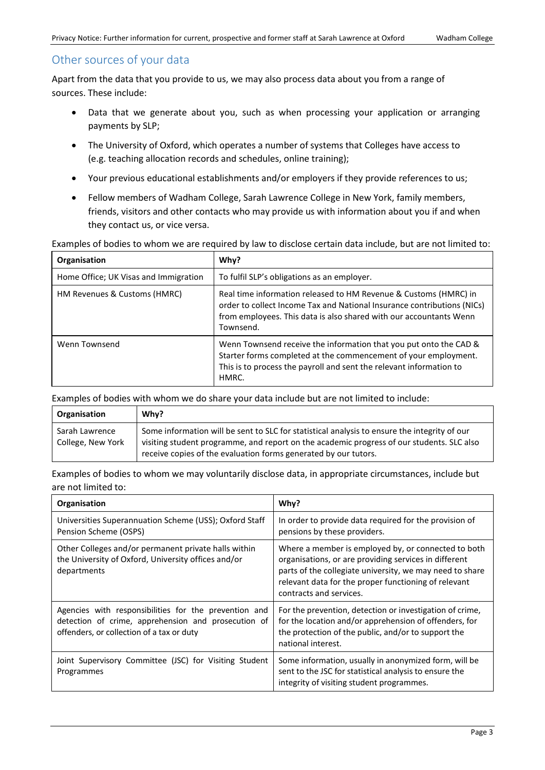## Other sources of your data

Apart from the data that you provide to us, we may also process data about you from a range of sources. These include:

- Data that we generate about you, such as when processing your application or arranging payments by SLP;
- The University of Oxford, which operates a number of systems that Colleges have access to (e.g. teaching allocation records and schedules, online training);
- Your previous educational establishments and/or employers if they provide references to us;
- Fellow members of Wadham College, Sarah Lawrence College in New York, family members, friends, visitors and other contacts who may provide us with information about you if and when they contact us, or vice versa.

Examples of bodies to whom we are required by law to disclose certain data include, but are not limited to:

| Organisation | Why? |
|---|---|
| Home Office; UK Visas and Immigration | To fulfil SLP's obligations as an employer. |
| HM Revenues & Customs (HMRC) | Real time information released to HM Revenue & Customs (HMRC) in order to collect Income Tax and National Insurance contributions (NICs) from employees. This data is also shared with our accountants Wenn Townsend. |
| Wenn Townsend | Wenn Townsend receive the information that you put onto the CAD & Starter forms completed at the commencement of your employment. This is to process the payroll and sent the relevant information to HMRC. |

Examples of bodies with whom we do share your data include but are not limited to include:

| Organisation | Why? |
|---|---|
| Sarah Lawrence College, New York | Some information will be sent to SLC for statistical analysis to ensure the integrity of our visiting student programme, and report on the academic progress of our students. SLC also receive copies of the evaluation forms generated by our tutors. |

Examples of bodies to whom we may voluntarily disclose data, in appropriate circumstances, include but are not limited to:

| Organisation | Why? |
|---|---|
| Universities Superannuation Scheme (USS); Oxford Staff Pension Scheme (OSPS) | In order to provide data required for the provision of pensions by these providers. |
| Other Colleges and/or permanent private halls within the University of Oxford, University offices and/or departments | Where a member is employed by, or connected to both organisations, or are providing services in different parts of the collegiate university, we may need to share relevant data for the proper functioning of relevant contracts and services. |
| Agencies with responsibilities for the prevention and detection of crime, apprehension and prosecution of offenders, or collection of a tax or duty | For the prevention, detection or investigation of crime, for the location and/or apprehension of offenders, for the protection of the public, and/or to support the national interest. |
| Joint Supervisory Committee (JSC) for Visiting Student Programmes | Some information, usually in anonymized form, will be sent to the JSC for statistical analysis to ensure the integrity of visiting student programmes. |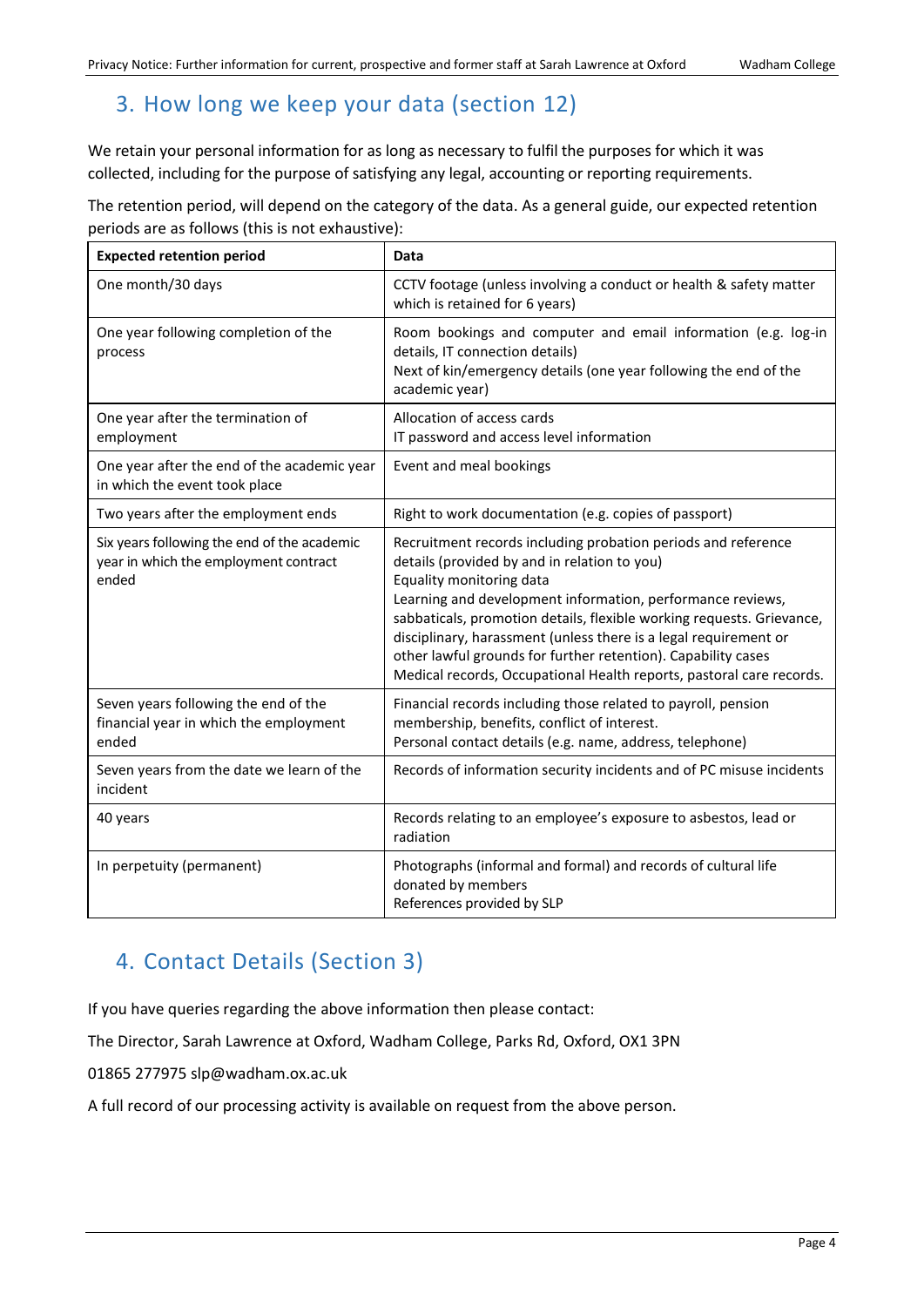## 3. How long we keep your data (section 12)

We retain your personal information for as long as necessary to fulfil the purposes for which it was collected, including for the purpose of satisfying any legal, accounting or reporting requirements.

The retention period, will depend on the category of the data. As a general guide, our expected retention periods are as follows (this is not exhaustive):

| **Expected retention period** | **Data** |
|---|---|
| One month/30 days | CCTV footage (unless involving a conduct or health & safety matter which is retained for 6 years) |
| One year following completion of the process | Room bookings and computer and email information (e.g. log-in details, IT connection details)<br>Next of kin/emergency details (one year following the end of the academic year) |
| One year after the termination of employment | Allocation of access cards<br>IT password and access level information |
| One year after the end of the academic year in which the event took place | Event and meal bookings |
| Two years after the employment ends | Right to work documentation (e.g. copies of passport) |
| Six years following the end of the academic year in which the employment contract ended | Recruitment records including probation periods and reference details (provided by and in relation to you)<br>Equality monitoring data<br>Learning and development information, performance reviews, sabbaticals, promotion details, flexible working requests. Grievance, disciplinary, harassment (unless there is a legal requirement or other lawful grounds for further retention). Capability cases<br>Medical records, Occupational Health reports, pastoral care records. |
| Seven years following the end of the financial year in which the employment ended | Financial records including those related to payroll, pension membership, benefits, conflict of interest.<br>Personal contact details (e.g. name, address, telephone) |
| Seven years from the date we learn of the incident | Records of information security incidents and of PC misuse incidents |
| 40 years | Records relating to an employee's exposure to asbestos, lead or radiation |
| In perpetuity (permanent) | Photographs (informal and formal) and records of cultural life donated by members<br>References provided by SLP |

## 4. Contact Details (Section 3)

If you have queries regarding the above information then please contact:

The Director, Sarah Lawrence at Oxford, Wadham College, Parks Rd, Oxford, OX1 3PN

01865 277975 slp@wadham.ox.ac.uk

A full record of our processing activity is available on request from the above person.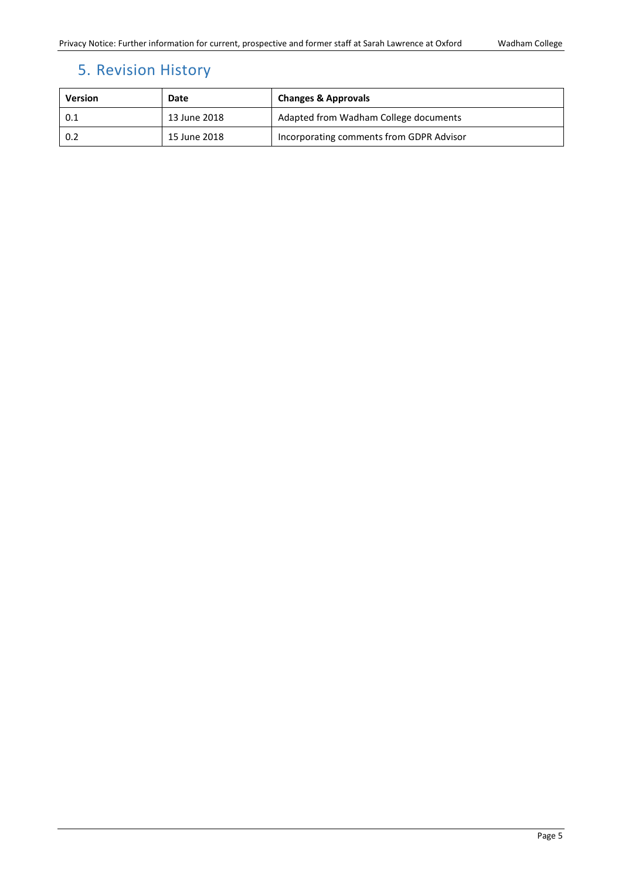## 5. Revision History

| Version | Date | Changes & Approvals |
|---|---|---|
| 0.1 | 13 June 2018 | Adapted from Wadham College documents |
| 0.2 | 15 June 2018 | Incorporating comments from GDPR Advisor |